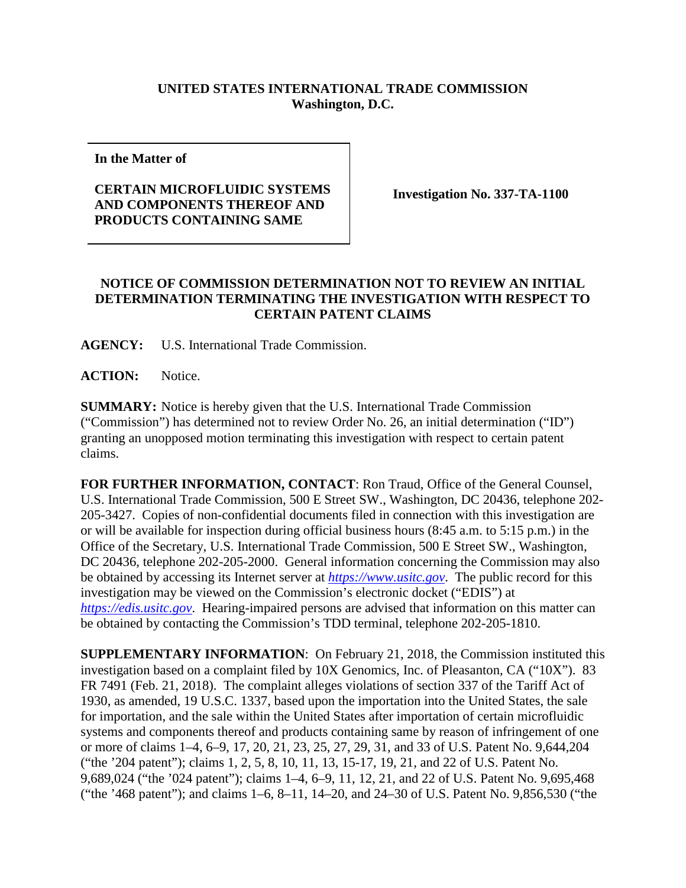**UNITED STATES INTERNATIONAL TRADE COMMISSION**
**Washington, D.C.**

| In the Matter of<br><br>**CERTAIN MICROFLUIDIC SYSTEMS AND COMPONENTS THEREOF AND PRODUCTS CONTAINING SAME** | **Investigation No. 337-TA-1100** |
|---|---|

## NOTICE OF COMMISSION DETERMINATION NOT TO REVIEW AN INITIAL DETERMINATION TERMINATING THE INVESTIGATION WITH RESPECT TO CERTAIN PATENT CLAIMS

**AGENCY:** U.S. International Trade Commission.

**ACTION:** Notice.

**SUMMARY:** Notice is hereby given that the U.S. International Trade Commission ("Commission") has determined not to review Order No. 26, an initial determination ("ID") granting an unopposed motion terminating this investigation with respect to certain patent claims.

**FOR FURTHER INFORMATION, CONTACT**: Ron Traud, Office of the General Counsel, U.S. International Trade Commission, 500 E Street SW., Washington, DC 20436, telephone 202-205-3427. Copies of non-confidential documents filed in connection with this investigation are or will be available for inspection during official business hours (8:45 a.m. to 5:15 p.m.) in the Office of the Secretary, U.S. International Trade Commission, 500 E Street SW., Washington, DC 20436, telephone 202-205-2000. General information concerning the Commission may also be obtained by accessing its Internet server at *https://www.usitc.gov*. The public record for this investigation may be viewed on the Commission's electronic docket ("EDIS") at *https://edis.usitc.gov*. Hearing-impaired persons are advised that information on this matter can be obtained by contacting the Commission's TDD terminal, telephone 202-205-1810.

**SUPPLEMENTARY INFORMATION**: On February 21, 2018, the Commission instituted this investigation based on a complaint filed by 10X Genomics, Inc. of Pleasanton, CA ("10X"). 83 FR 7491 (Feb. 21, 2018). The complaint alleges violations of section 337 of the Tariff Act of 1930, as amended, 19 U.S.C. 1337, based upon the importation into the United States, the sale for importation, and the sale within the United States after importation of certain microfluidic systems and components thereof and products containing same by reason of infringement of one or more of claims 1–4, 6–9, 17, 20, 21, 23, 25, 27, 29, 31, and 33 of U.S. Patent No. 9,644,204 ("the '204 patent"); claims 1, 2, 5, 8, 10, 11, 13, 15-17, 19, 21, and 22 of U.S. Patent No. 9,689,024 ("the '024 patent"); claims 1–4, 6–9, 11, 12, 21, and 22 of U.S. Patent No. 9,695,468 ("the '468 patent"); and claims 1–6, 8–11, 14–20, and 24–30 of U.S. Patent No. 9,856,530 ("the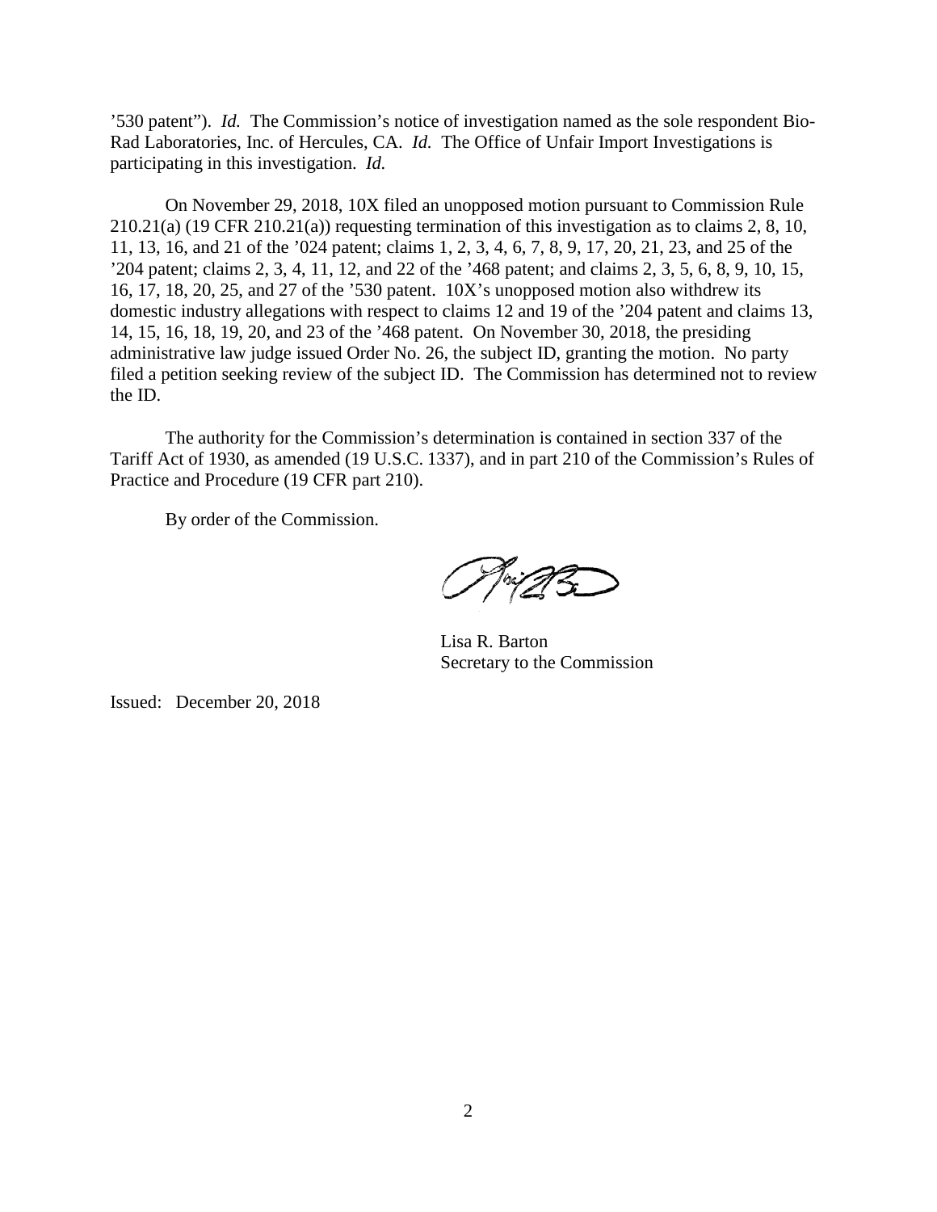’530 patent”). *Id.* The Commission’s notice of investigation named as the sole respondent Bio-Rad Laboratories, Inc. of Hercules, CA. *Id.* The Office of Unfair Import Investigations is participating in this investigation. *Id.*

On November 29, 2018, 10X filed an unopposed motion pursuant to Commission Rule 210.21(a) (19 CFR 210.21(a)) requesting termination of this investigation as to claims 2, 8, 10, 11, 13, 16, and 21 of the ’024 patent; claims 1, 2, 3, 4, 6, 7, 8, 9, 17, 20, 21, 23, and 25 of the ’204 patent; claims 2, 3, 4, 11, 12, and 22 of the ’468 patent; and claims 2, 3, 5, 6, 8, 9, 10, 15, 16, 17, 18, 20, 25, and 27 of the ’530 patent. 10X’s unopposed motion also withdrew its domestic industry allegations with respect to claims 12 and 19 of the ’204 patent and claims 13, 14, 15, 16, 18, 19, 20, and 23 of the ’468 patent. On November 30, 2018, the presiding administrative law judge issued Order No. 26, the subject ID, granting the motion. No party filed a petition seeking review of the subject ID. The Commission has determined not to review the ID.

The authority for the Commission’s determination is contained in section 337 of the Tariff Act of 1930, as amended (19 U.S.C. 1337), and in part 210 of the Commission’s Rules of Practice and Procedure (19 CFR part 210).

By order of the Commission.

Lisa R. Barton
Secretary to the Commission

Issued: December 20, 2018